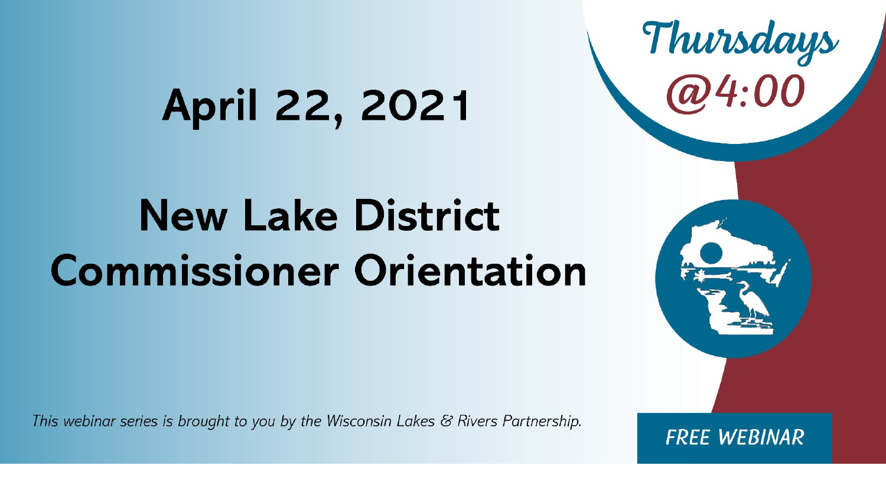# April 22, 2021

# New Lake District Commissioner Orientation

Thursdays @4:00

*This webinar series is brought to you by the Wisconsin Lakes & Rivers Partnership.*

FREE WEBINAR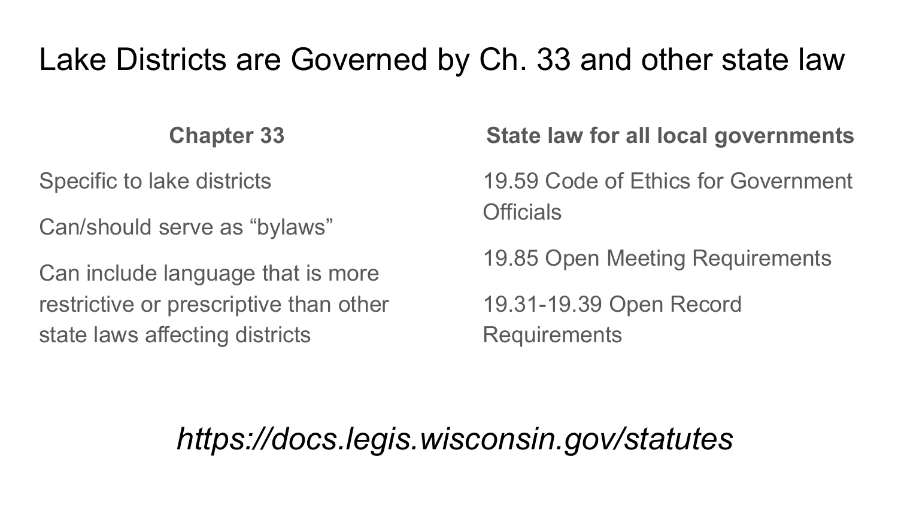# Lake Districts are Governed by Ch. 33 and other state law

**Chapter 33**

Specific to lake districts

Can/should serve as "bylaws"

Can include language that is more restrictive or prescriptive than other state laws affecting districts

**State law for all local governments**

19.59 Code of Ethics for Government Officials

19.85 Open Meeting Requirements

19.31-19.39 Open Record Requirements

*https://docs.legis.wisconsin.gov/statutes*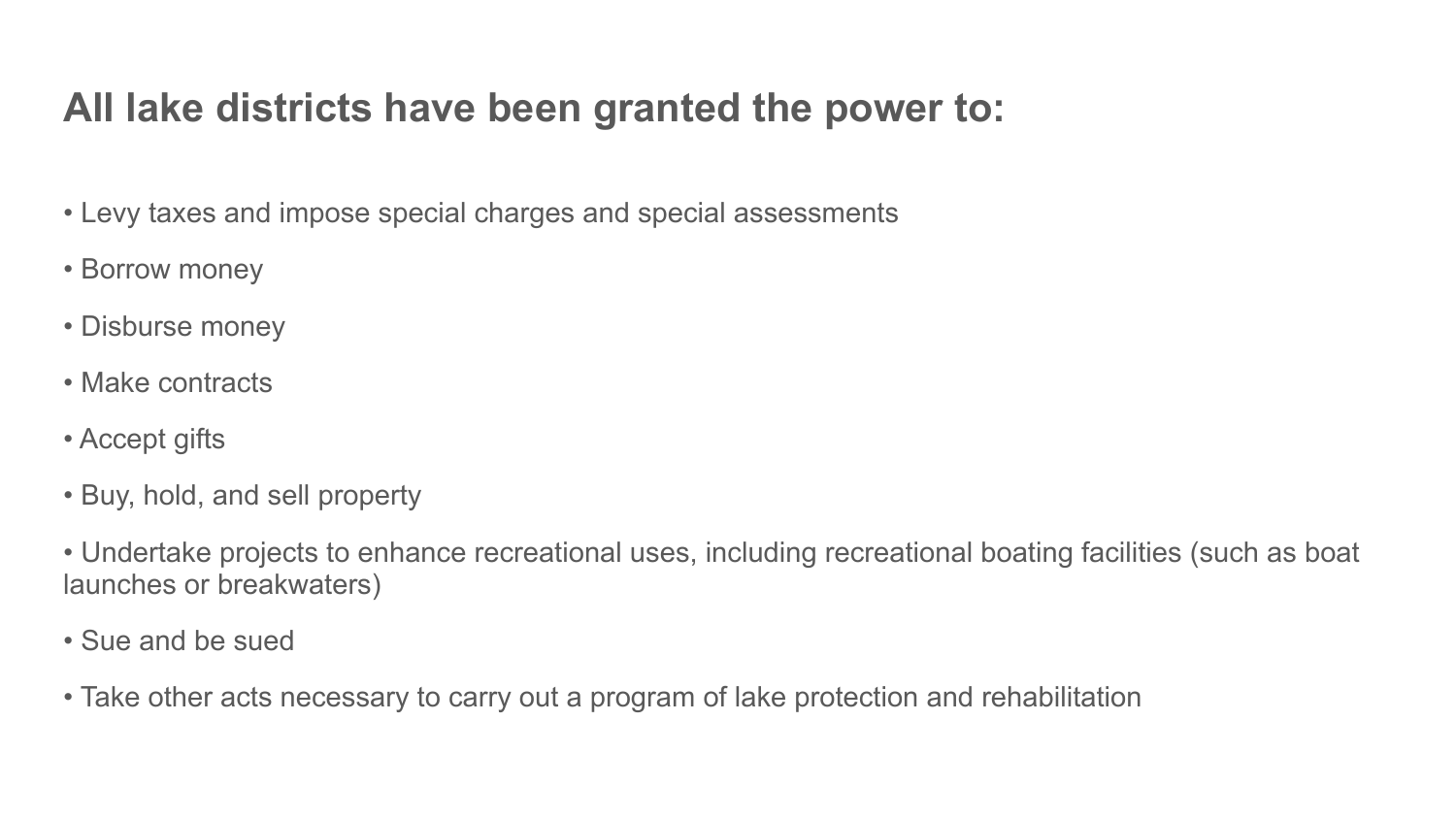## All lake districts have been granted the power to:

- Levy taxes and impose special charges and special assessments
- Borrow money
- Disburse money
- Make contracts
- Accept gifts
- Buy, hold, and sell property
- Undertake projects to enhance recreational uses, including recreational boating facilities (such as boat launches or breakwaters)
- Sue and be sued
- Take other acts necessary to carry out a program of lake protection and rehabilitation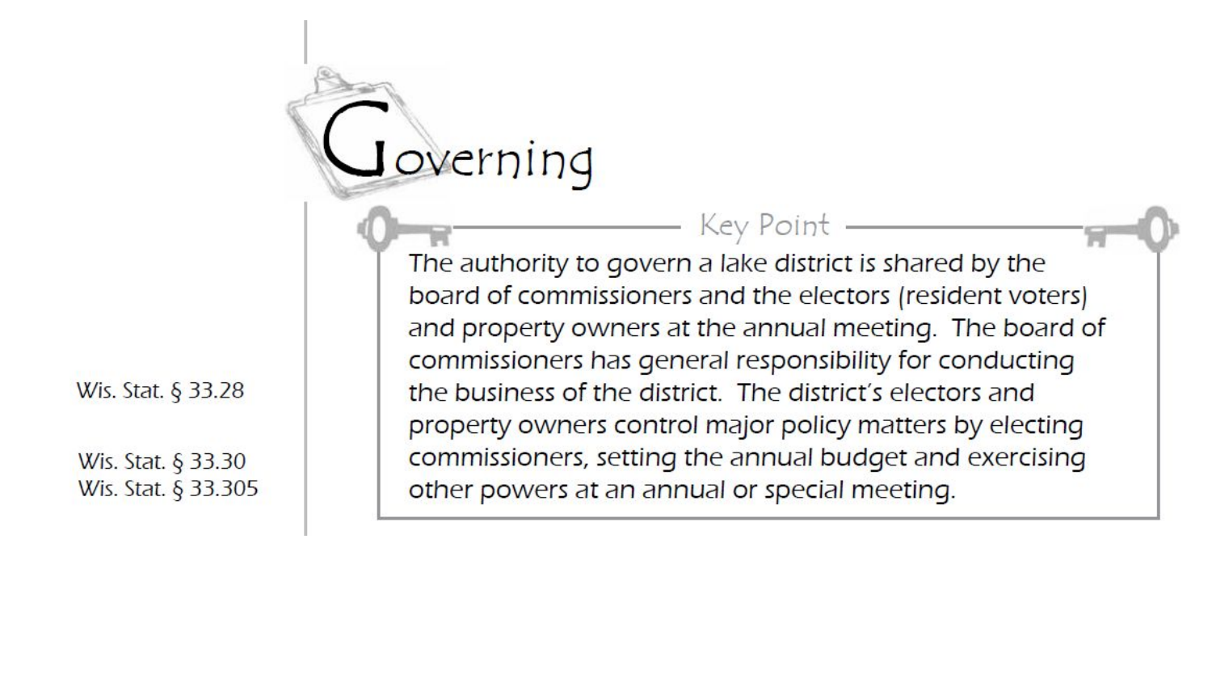# Governing

**Key Point**

The authority to govern a lake district is shared by the board of commissioners and the electors (resident voters) and property owners at the annual meeting. The board of commissioners has general responsibility for conducting the business of the district. The district's electors and property owners control major policy matters by electing commissioners, setting the annual budget and exercising other powers at an annual or special meeting.

Wis. Stat. § 33.28

Wis. Stat. § 33.30

Wis. Stat. § 33.305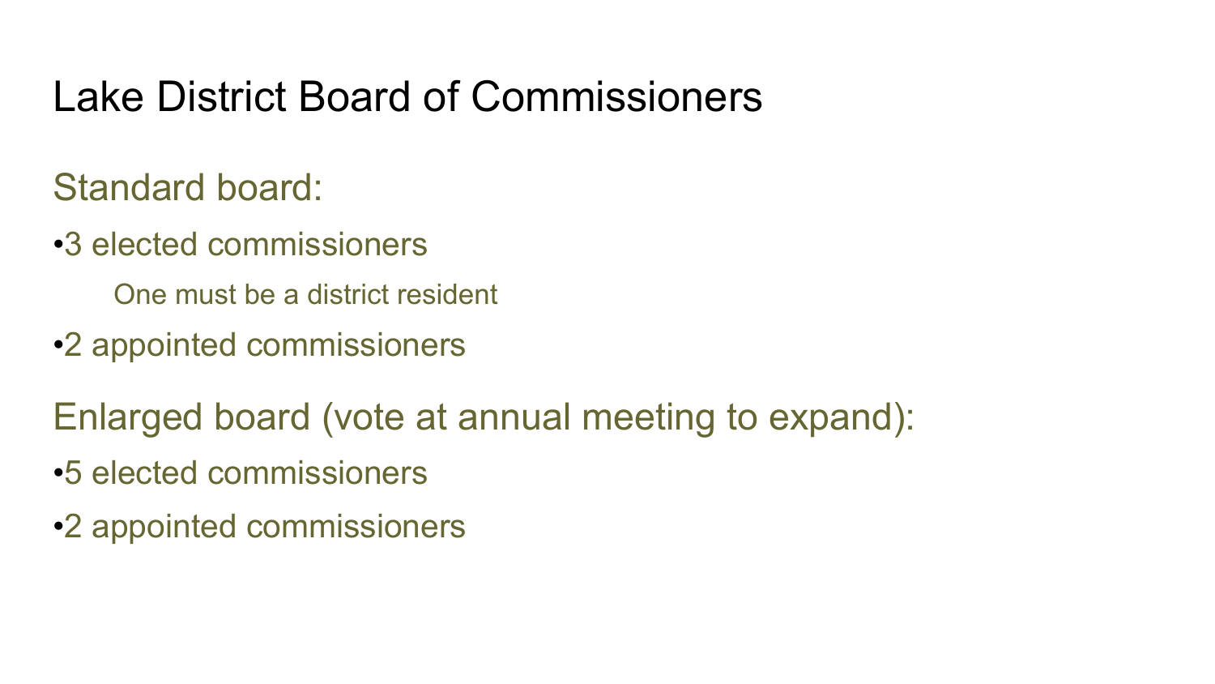# Lake District Board of Commissioners

Standard board:

- 3 elected commissioners
  - One must be a district resident
- 2 appointed commissioners

Enlarged board (vote at annual meeting to expand):

- 5 elected commissioners
- 2 appointed commissioners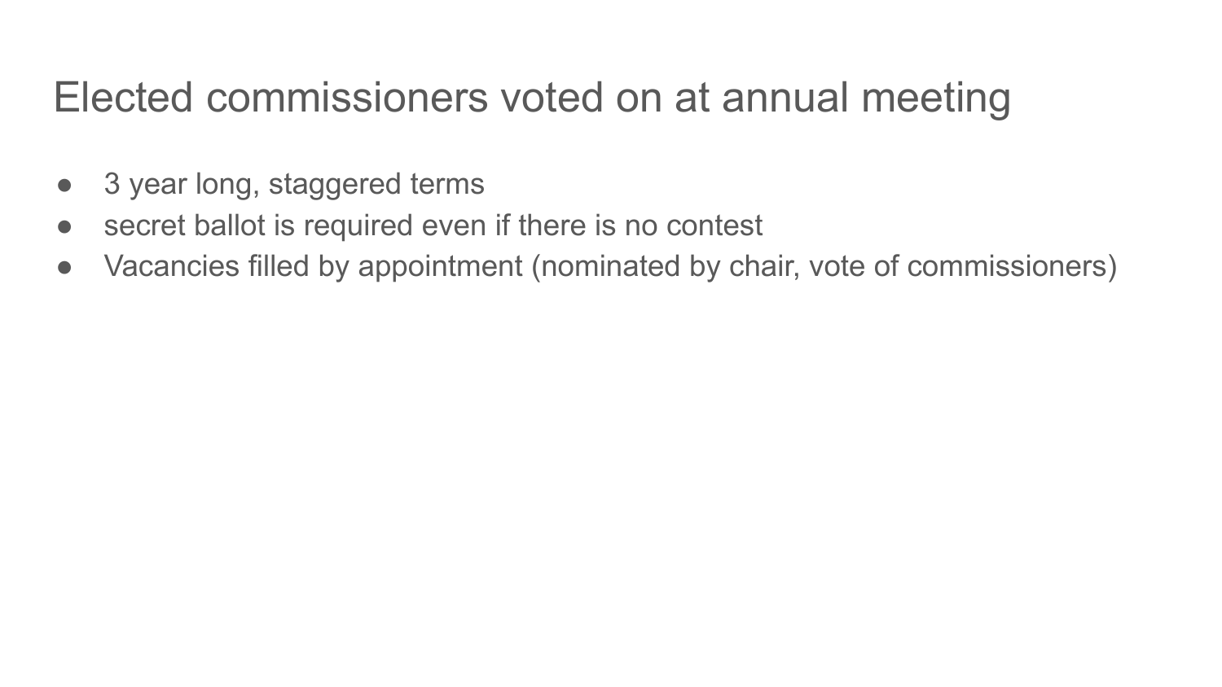# Elected commissioners voted on at annual meeting

- 3 year long, staggered terms
- secret ballot is required even if there is no contest
- Vacancies filled by appointment (nominated by chair, vote of commissioners)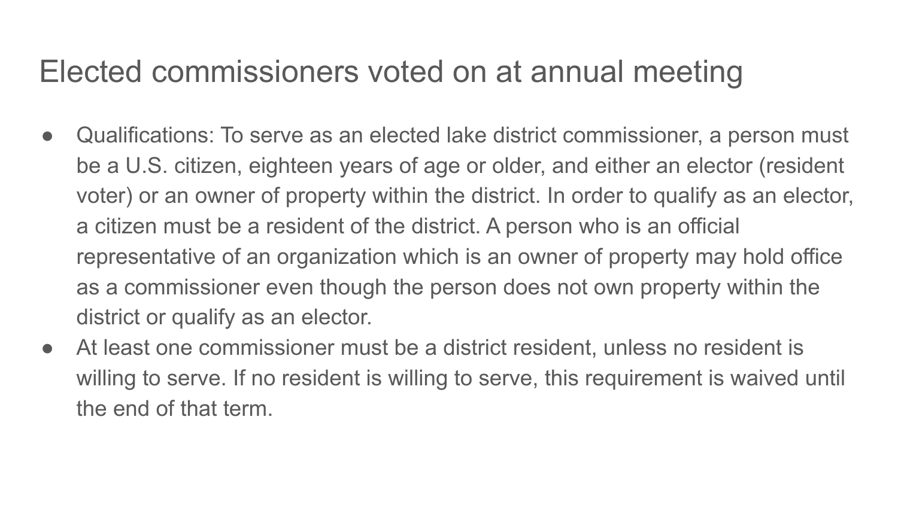# Elected commissioners voted on at annual meeting

- Qualifications: To serve as an elected lake district commissioner, a person must be a U.S. citizen, eighteen years of age or older, and either an elector (resident voter) or an owner of property within the district. In order to qualify as an elector, a citizen must be a resident of the district. A person who is an official representative of an organization which is an owner of property may hold office as a commissioner even though the person does not own property within the district or qualify as an elector.
- At least one commissioner must be a district resident, unless no resident is willing to serve. If no resident is willing to serve, this requirement is waived until the end of that term.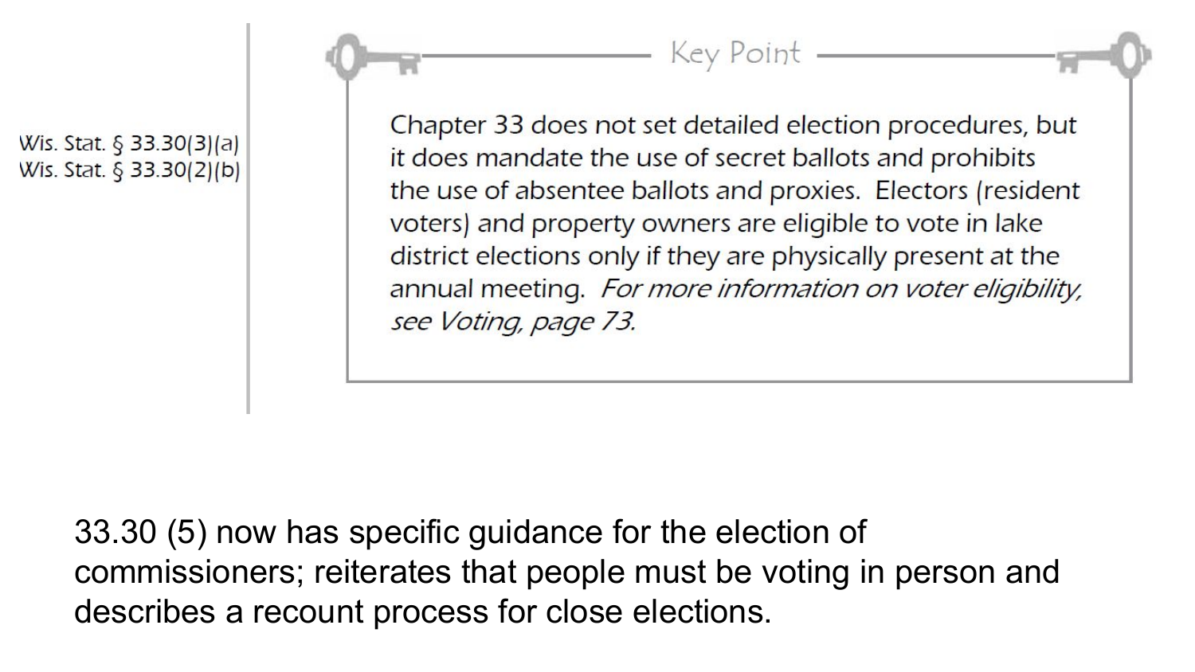Wis. Stat. § 33.30(3)(a)
Wis. Stat. § 33.30(2)(b)

### Key Point

Chapter 33 does not set detailed election procedures, but it does mandate the use of secret ballots and prohibits the use of absentee ballots and proxies. Electors (resident voters) and property owners are eligible to vote in lake district elections only if they are physically present at the annual meeting. *For more information on voter eligibility, see Voting, page 73.*

33.30 (5) now has specific guidance for the election of commissioners; reiterates that people must be voting in person and describes a recount process for close elections.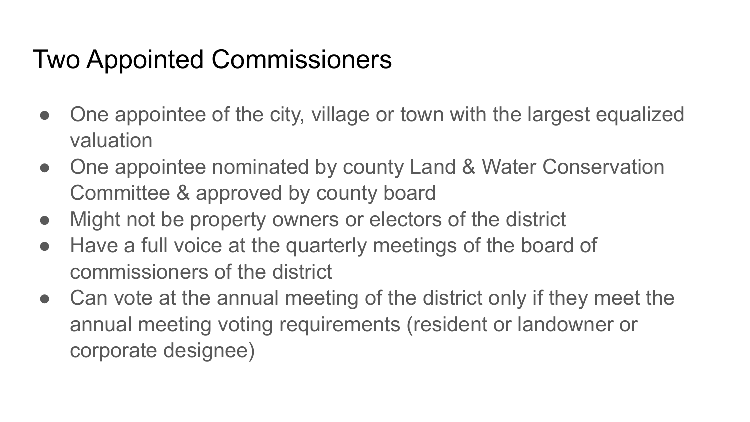# Two Appointed Commissioners

- One appointee of the city, village or town with the largest equalized valuation
- One appointee nominated by county Land & Water Conservation Committee & approved by county board
- Might not be property owners or electors of the district
- Have a full voice at the quarterly meetings of the board of commissioners of the district
- Can vote at the annual meeting of the district only if they meet the annual meeting voting requirements (resident or landowner or corporate designee)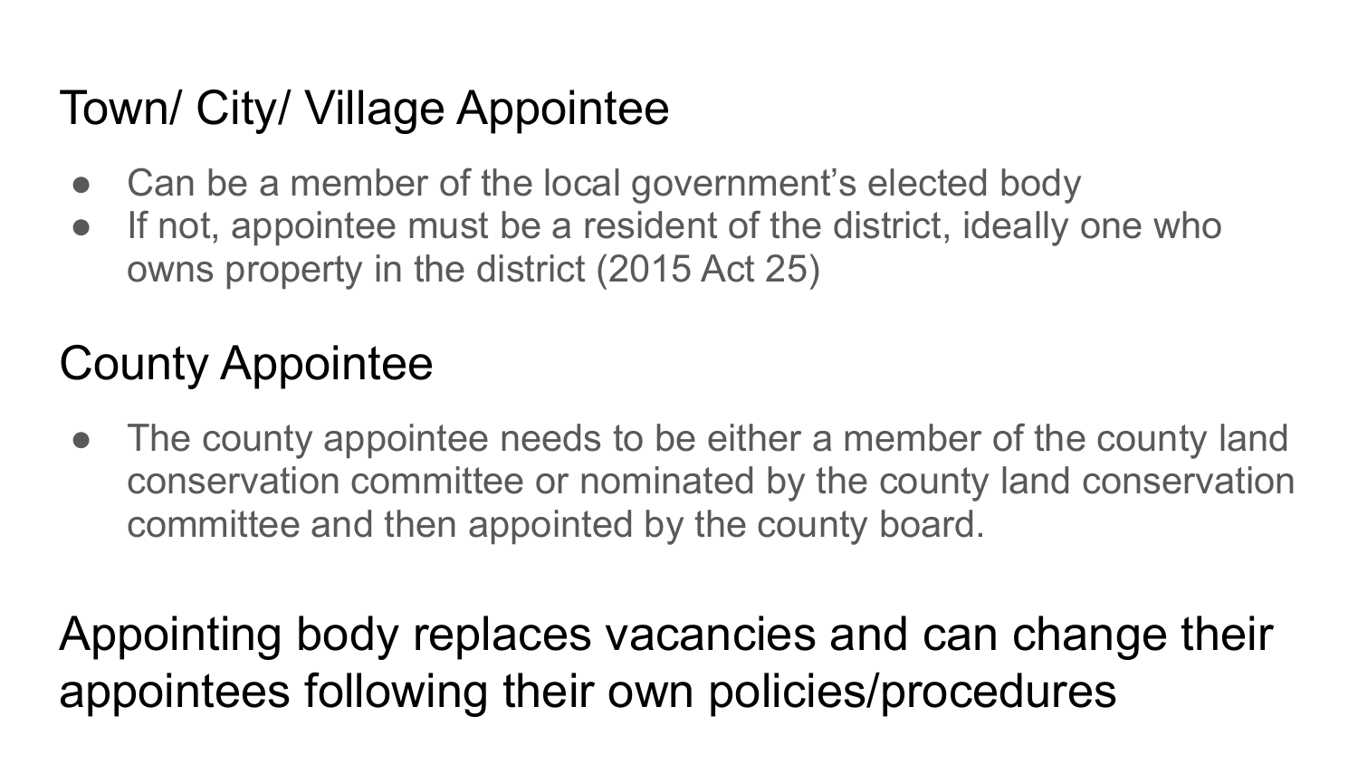## Town/ City/ Village Appointee

- Can be a member of the local government's elected body
- If not, appointee must be a resident of the district, ideally one who owns property in the district (2015 Act 25)

## County Appointee

- The county appointee needs to be either a member of the county land conservation committee or nominated by the county land conservation committee and then appointed by the county board.

## Appointing body replaces vacancies and can change their appointees following their own policies/procedures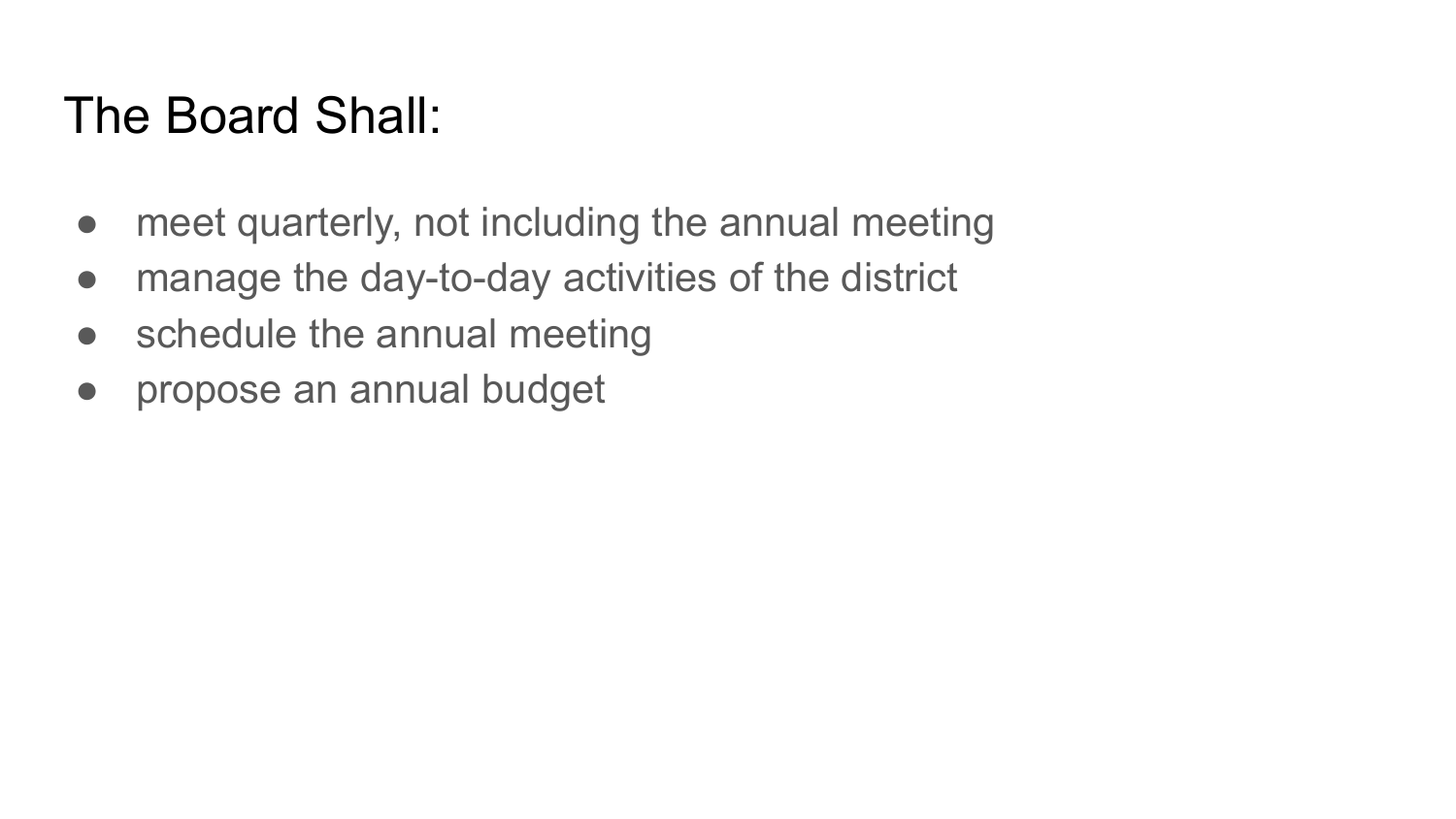# The Board Shall:

- meet quarterly, not including the annual meeting
- manage the day-to-day activities of the district
- schedule the annual meeting
- propose an annual budget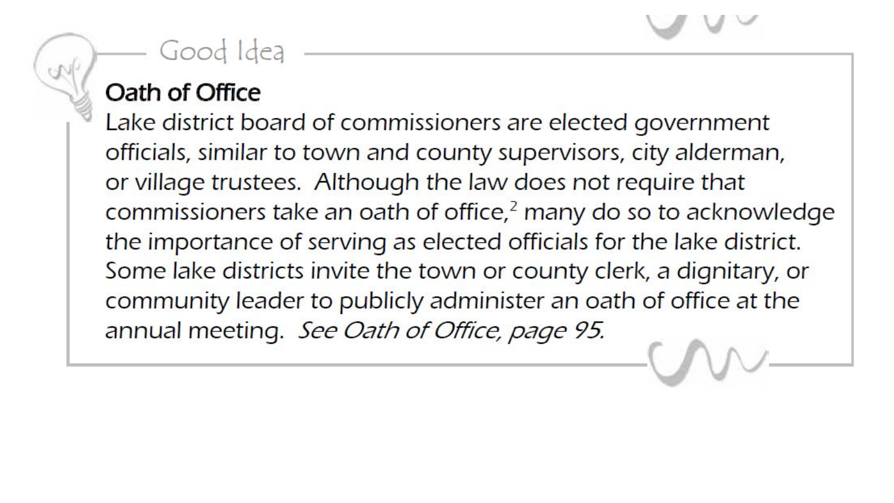Good Idea

### Oath of Office

Lake district board of commissioners are elected government officials, similar to town and county supervisors, city alderman, or village trustees. Although the law does not require that commissioners take an oath of office,[2] many do so to acknowledge the importance of serving as elected officials for the lake district. Some lake districts invite the town or county clerk, a dignitary, or community leader to publicly administer an oath of office at the annual meeting. *See Oath of Office, page 95.*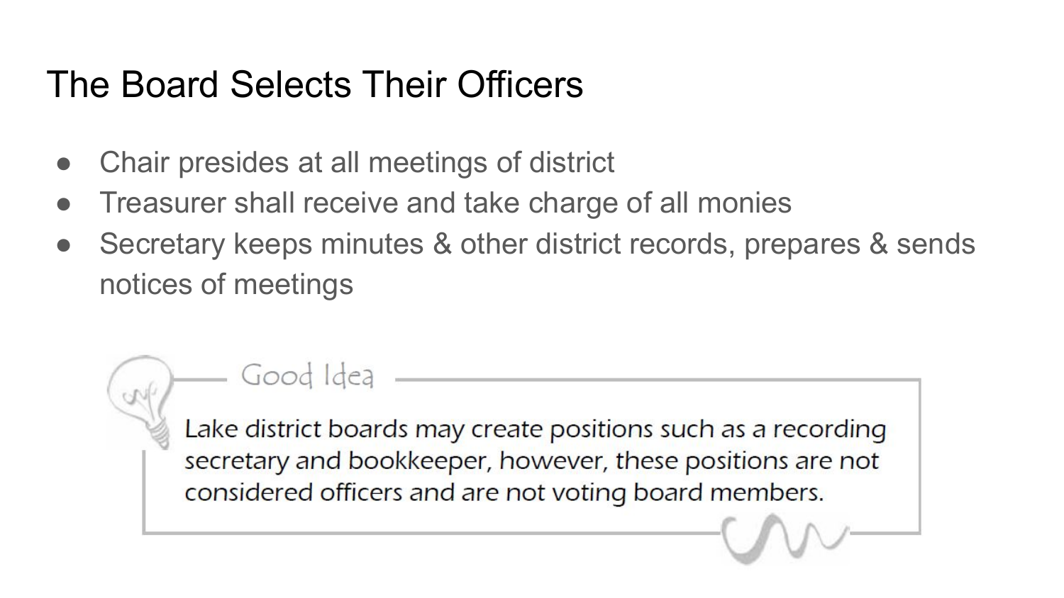# The Board Selects Their Officers

- Chair presides at all meetings of district
- Treasurer shall receive and take charge of all monies
- Secretary keeps minutes & other district records, prepares & sends notices of meetings

**Good Idea**

Lake district boards may create positions such as a recording secretary and bookkeeper, however, these positions are not considered officers and are not voting board members.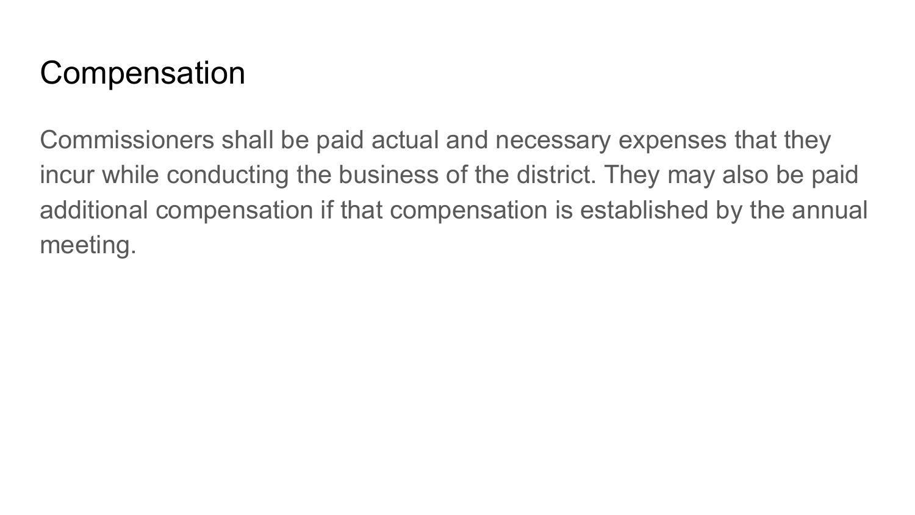# Compensation

Commissioners shall be paid actual and necessary expenses that they incur while conducting the business of the district. They may also be paid additional compensation if that compensation is established by the annual meeting.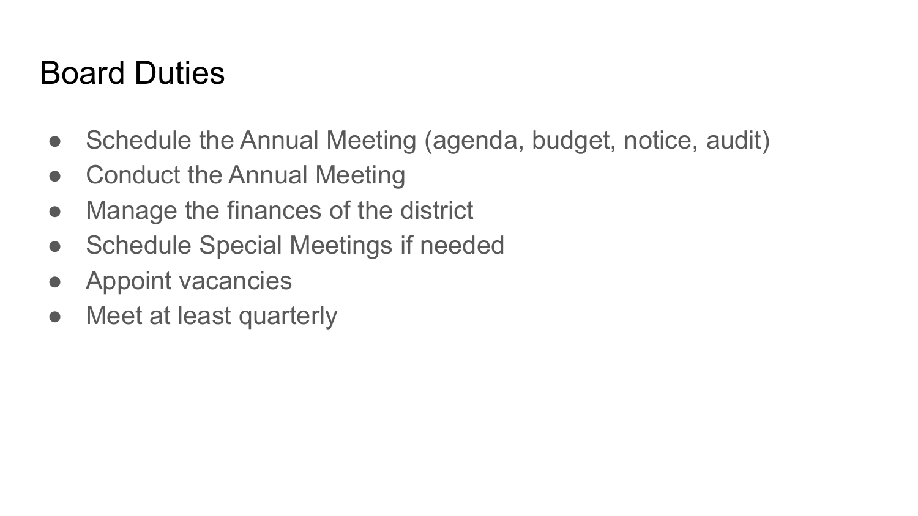# Board Duties

- Schedule the Annual Meeting (agenda, budget, notice, audit)
- Conduct the Annual Meeting
- Manage the finances of the district
- Schedule Special Meetings if needed
- Appoint vacancies
- Meet at least quarterly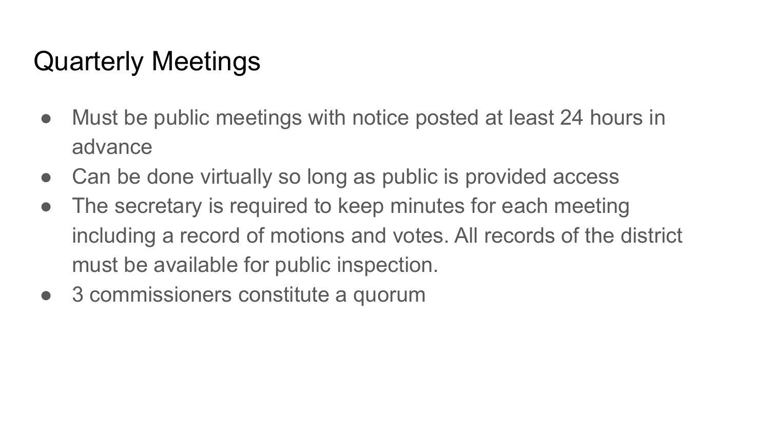# Quarterly Meetings

- Must be public meetings with notice posted at least 24 hours in advance
- Can be done virtually so long as public is provided access
- The secretary is required to keep minutes for each meeting including a record of motions and votes. All records of the district must be available for public inspection.
- 3 commissioners constitute a quorum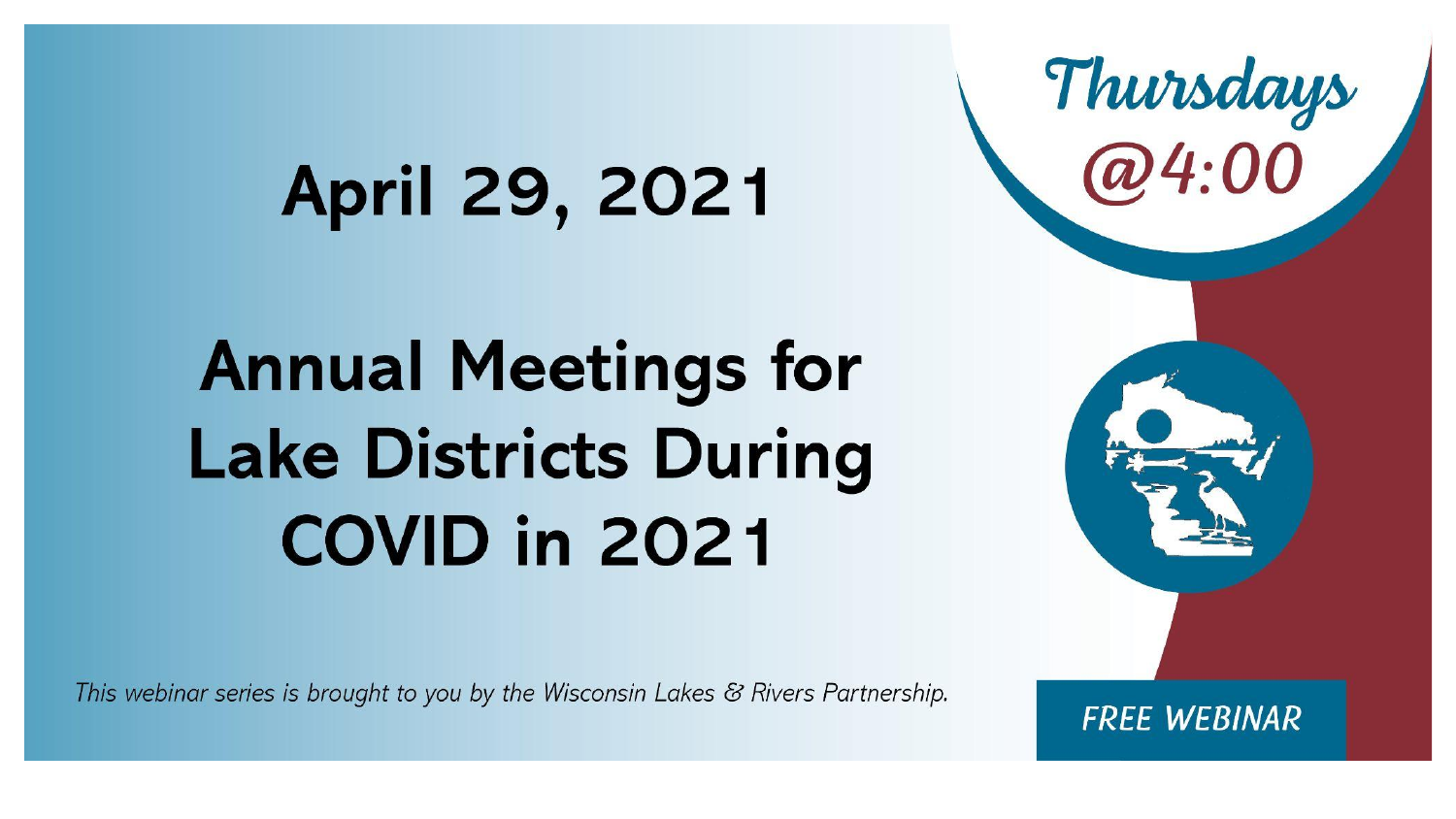Thursdays @4:00

# April 29, 2021

# Annual Meetings for Lake Districts During COVID in 2021

*This webinar series is brought to you by the Wisconsin Lakes & Rivers Partnership.*

FREE WEBINAR